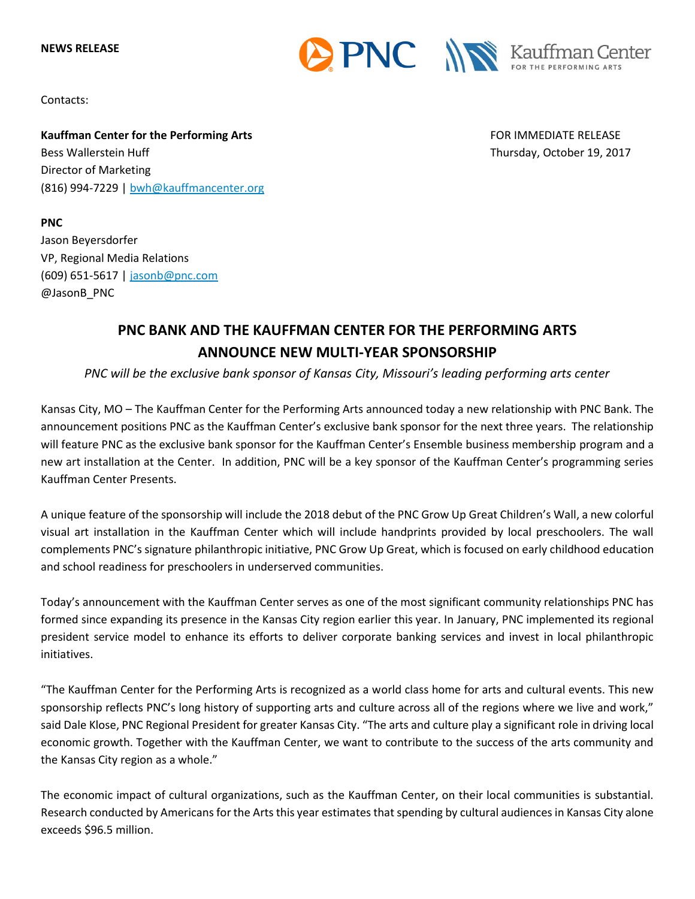**NEWS RELEASE**

Contacts:

**Kauffman Center for the Performing Arts**
Bess Wallerstein Huff
Director of Marketing
(816) 994-7229 | bwh@kauffmancenter.org

FOR IMMEDIATE RELEASE
Thursday, October 19, 2017

**PNC**
Jason Beyersdorfer
VP, Regional Media Relations
(609) 651-5617 | jasonb@pnc.com
@JasonB_PNC

# PNC BANK AND THE KAUFFMAN CENTER FOR THE PERFORMING ARTS ANNOUNCE NEW MULTI-YEAR SPONSORSHIP

*PNC will be the exclusive bank sponsor of Kansas City, Missouri's leading performing arts center*

Kansas City, MO – The Kauffman Center for the Performing Arts announced today a new relationship with PNC Bank. The announcement positions PNC as the Kauffman Center's exclusive bank sponsor for the next three years. The relationship will feature PNC as the exclusive bank sponsor for the Kauffman Center's Ensemble business membership program and a new art installation at the Center. In addition, PNC will be a key sponsor of the Kauffman Center's programming series Kauffman Center Presents.

A unique feature of the sponsorship will include the 2018 debut of the PNC Grow Up Great Children's Wall, a new colorful visual art installation in the Kauffman Center which will include handprints provided by local preschoolers. The wall complements PNC's signature philanthropic initiative, PNC Grow Up Great, which is focused on early childhood education and school readiness for preschoolers in underserved communities.

Today's announcement with the Kauffman Center serves as one of the most significant community relationships PNC has formed since expanding its presence in the Kansas City region earlier this year. In January, PNC implemented its regional president service model to enhance its efforts to deliver corporate banking services and invest in local philanthropic initiatives.

"The Kauffman Center for the Performing Arts is recognized as a world class home for arts and cultural events. This new sponsorship reflects PNC's long history of supporting arts and culture across all of the regions where we live and work," said Dale Klose, PNC Regional President for greater Kansas City. "The arts and culture play a significant role in driving local economic growth. Together with the Kauffman Center, we want to contribute to the success of the arts community and the Kansas City region as a whole."

The economic impact of cultural organizations, such as the Kauffman Center, on their local communities is substantial. Research conducted by Americans for the Arts this year estimates that spending by cultural audiences in Kansas City alone exceeds $96.5 million.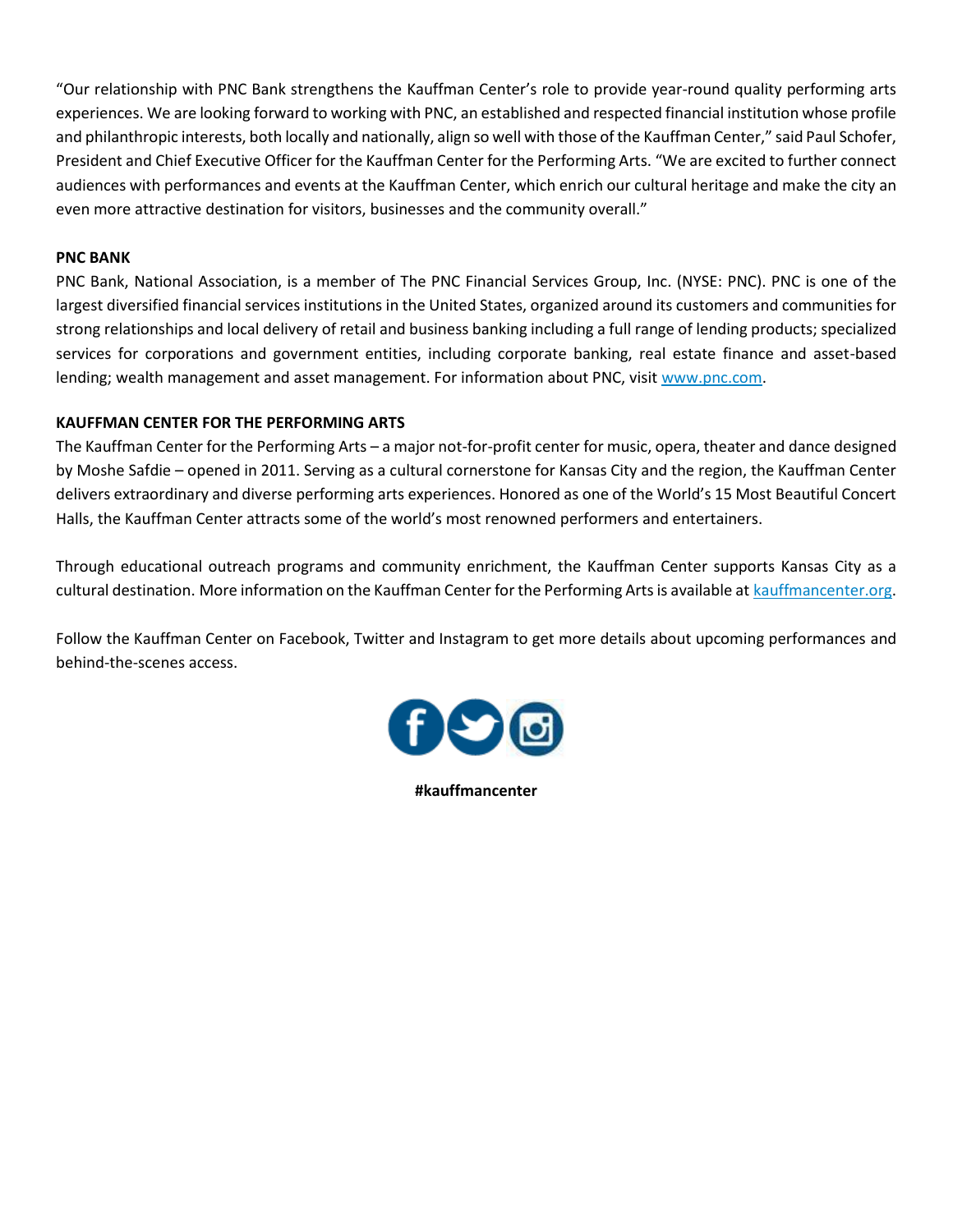"Our relationship with PNC Bank strengthens the Kauffman Center's role to provide year-round quality performing arts experiences. We are looking forward to working with PNC, an established and respected financial institution whose profile and philanthropic interests, both locally and nationally, align so well with those of the Kauffman Center," said Paul Schofer, President and Chief Executive Officer for the Kauffman Center for the Performing Arts. "We are excited to further connect audiences with performances and events at the Kauffman Center, which enrich our cultural heritage and make the city an even more attractive destination for visitors, businesses and the community overall."

**PNC BANK**

PNC Bank, National Association, is a member of The PNC Financial Services Group, Inc. (NYSE: PNC). PNC is one of the largest diversified financial services institutions in the United States, organized around its customers and communities for strong relationships and local delivery of retail and business banking including a full range of lending products; specialized services for corporations and government entities, including corporate banking, real estate finance and asset-based lending; wealth management and asset management. For information about PNC, visit [www.pnc.com](www.pnc.com).

**KAUFFMAN CENTER FOR THE PERFORMING ARTS**

The Kauffman Center for the Performing Arts – a major not-for-profit center for music, opera, theater and dance designed by Moshe Safdie – opened in 2011. Serving as a cultural cornerstone for Kansas City and the region, the Kauffman Center delivers extraordinary and diverse performing arts experiences. Honored as one of the World's 15 Most Beautiful Concert Halls, the Kauffman Center attracts some of the world's most renowned performers and entertainers.

Through educational outreach programs and community enrichment, the Kauffman Center supports Kansas City as a cultural destination. More information on the Kauffman Center for the Performing Arts is available at [kauffmancenter.org](kauffmancenter.org).

Follow the Kauffman Center on Facebook, Twitter and Instagram to get more details about upcoming performances and behind-the-scenes access.

**#kauffmancenter**